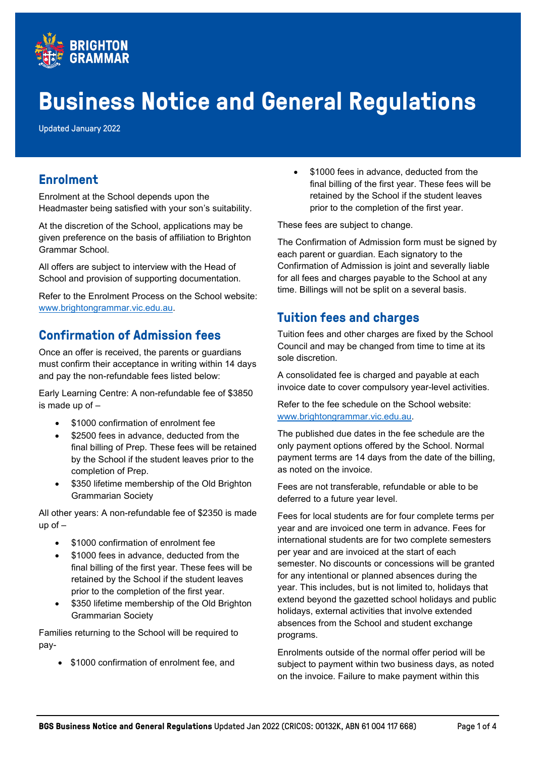# Business Notice and General Regulations

Updated January 2022

## Enrolment

Enrolment at the School depends upon the Headmaster being satisfied with your son's suitability.

At the discretion of the School, applications may be given preference on the basis of affiliation to Brighton Grammar School.

All offers are subject to interview with the Head of School and provision of supporting documentation.

Refer to the Enrolment Process on the School website: [www.brightongrammar.vic.edu.au](http://www.brightongrammar.vic.edu.au).

## Confirmation of Admission fees

Once an offer is received, the parents or guardians must confirm their acceptance in writing within 14 days and pay the non-refundable fees listed below:

Early Learning Centre: A non-refundable fee of $3850 is made up of –

- $1000 confirmation of enrolment fee
- $2500 fees in advance, deducted from the final billing of Prep. These fees will be retained by the School if the student leaves prior to the completion of Prep.
- $350 lifetime membership of the Old Brighton Grammarian Society

All other years: A non-refundable fee of $2350 is made up of –

- $1000 confirmation of enrolment fee
- $1000 fees in advance, deducted from the final billing of the first year. These fees will be retained by the School if the student leaves prior to the completion of the first year.
- $350 lifetime membership of the Old Brighton Grammarian Society

Families returning to the School will be required to pay-

- $1000 confirmation of enrolment fee, and
- $1000 fees in advance, deducted from the final billing of the first year. These fees will be retained by the School if the student leaves prior to the completion of the first year.

These fees are subject to change.

The Confirmation of Admission form must be signed by each parent or guardian. Each signatory to the Confirmation of Admission is joint and severally liable for all fees and charges payable to the School at any time. Billings will not be split on a several basis.

## Tuition fees and charges

Tuition fees and other charges are fixed by the School Council and may be changed from time to time at its sole discretion.

A consolidated fee is charged and payable at each invoice date to cover compulsory year-level activities.

Refer to the fee schedule on the School website: [www.brightongrammar.vic.edu.au](http://www.brightongrammar.vic.edu.au).

The published due dates in the fee schedule are the only payment options offered by the School. Normal payment terms are 14 days from the date of the billing, as noted on the invoice.

Fees are not transferable, refundable or able to be deferred to a future year level.

Fees for local students are for four complete terms per year and are invoiced one term in advance. Fees for international students are for two complete semesters per year and are invoiced at the start of each semester. No discounts or concessions will be granted for any intentional or planned absences during the year. This includes, but is not limited to, holidays that extend beyond the gazetted school holidays and public holidays, external activities that involve extended absences from the School and student exchange programs.

Enrolments outside of the normal offer period will be subject to payment within two business days, as noted on the invoice. Failure to make payment within this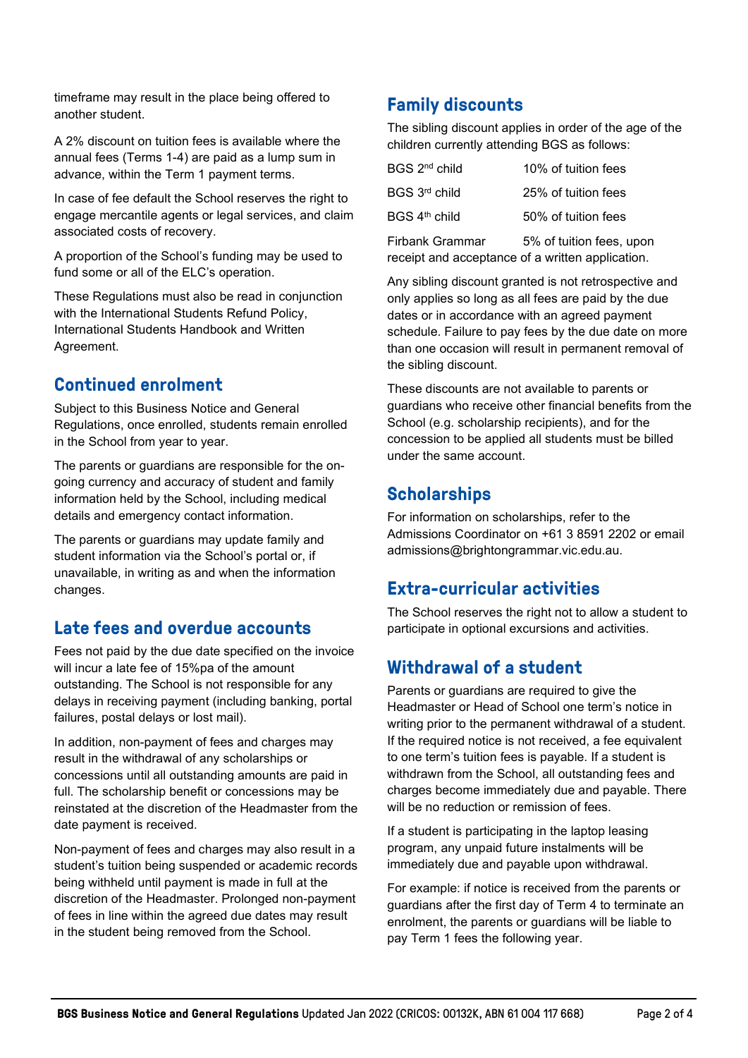timeframe may result in the place being offered to another student.

A 2% discount on tuition fees is available where the annual fees (Terms 1-4) are paid as a lump sum in advance, within the Term 1 payment terms.

In case of fee default the School reserves the right to engage mercantile agents or legal services, and claim associated costs of recovery.

A proportion of the School's funding may be used to fund some or all of the ELC's operation.

These Regulations must also be read in conjunction with the International Students Refund Policy, International Students Handbook and Written Agreement.

## Continued enrolment

Subject to this Business Notice and General Regulations, once enrolled, students remain enrolled in the School from year to year.

The parents or guardians are responsible for the on-going currency and accuracy of student and family information held by the School, including medical details and emergency contact information.

The parents or guardians may update family and student information via the School's portal or, if unavailable, in writing as and when the information changes.

## Late fees and overdue accounts

Fees not paid by the due date specified on the invoice will incur a late fee of 15%pa of the amount outstanding. The School is not responsible for any delays in receiving payment (including banking, portal failures, postal delays or lost mail).

In addition, non-payment of fees and charges may result in the withdrawal of any scholarships or concessions until all outstanding amounts are paid in full. The scholarship benefit or concessions may be reinstated at the discretion of the Headmaster from the date payment is received.

Non-payment of fees and charges may also result in a student's tuition being suspended or academic records being withheld until payment is made in full at the discretion of the Headmaster. Prolonged non-payment of fees in line within the agreed due dates may result in the student being removed from the School.

## Family discounts

The sibling discount applies in order of the age of the children currently attending BGS as follows:

| | |
|---|---|
| BGS 2nd child | 10% of tuition fees |
| BGS 3rd child | 25% of tuition fees |
| BGS 4th child | 50% of tuition fees |
| Firbank Grammar | 5% of tuition fees, upon receipt and acceptance of a written application. |

Any sibling discount granted is not retrospective and only applies so long as all fees are paid by the due dates or in accordance with an agreed payment schedule. Failure to pay fees by the due date on more than one occasion will result in permanent removal of the sibling discount.

These discounts are not available to parents or guardians who receive other financial benefits from the School (e.g. scholarship recipients), and for the concession to be applied all students must be billed under the same account.

## Scholarships

For information on scholarships, refer to the Admissions Coordinator on +61 3 8591 2202 or email admissions@brightongrammar.vic.edu.au.

## Extra-curricular activities

The School reserves the right not to allow a student to participate in optional excursions and activities.

## Withdrawal of a student

Parents or guardians are required to give the Headmaster or Head of School one term's notice in writing prior to the permanent withdrawal of a student. If the required notice is not received, a fee equivalent to one term's tuition fees is payable. If a student is withdrawn from the School, all outstanding fees and charges become immediately due and payable. There will be no reduction or remission of fees.

If a student is participating in the laptop leasing program, any unpaid future instalments will be immediately due and payable upon withdrawal.

For example: if notice is received from the parents or guardians after the first day of Term 4 to terminate an enrolment, the parents or guardians will be liable to pay Term 1 fees the following year.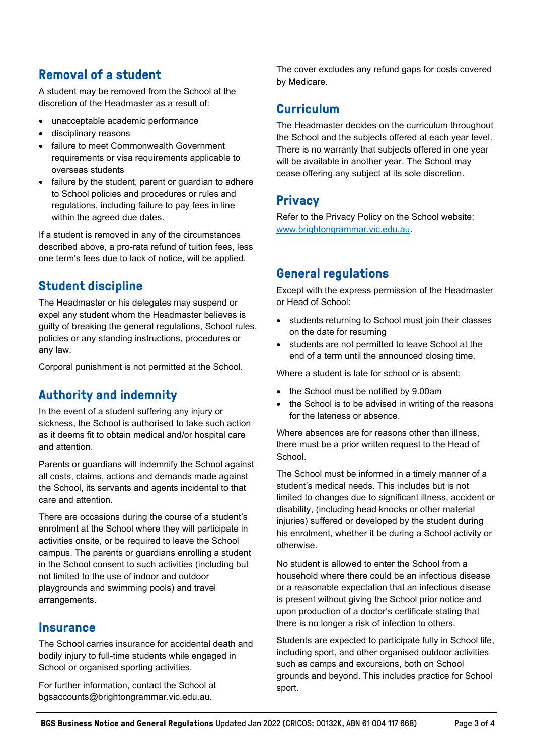## Removal of a student

A student may be removed from the School at the discretion of the Headmaster as a result of:

- unacceptable academic performance
- disciplinary reasons
- failure to meet Commonwealth Government requirements or visa requirements applicable to overseas students
- failure by the student, parent or guardian to adhere to School policies and procedures or rules and regulations, including failure to pay fees in line within the agreed due dates.

If a student is removed in any of the circumstances described above, a pro-rata refund of tuition fees, less one term's fees due to lack of notice, will be applied.

## Student discipline

The Headmaster or his delegates may suspend or expel any student whom the Headmaster believes is guilty of breaking the general regulations, School rules, policies or any standing instructions, procedures or any law.

Corporal punishment is not permitted at the School.

## Authority and indemnity

In the event of a student suffering any injury or sickness, the School is authorised to take such action as it deems fit to obtain medical and/or hospital care and attention.

Parents or guardians will indemnify the School against all costs, claims, actions and demands made against the School, its servants and agents incidental to that care and attention.

There are occasions during the course of a student's enrolment at the School where they will participate in activities onsite, or be required to leave the School campus. The parents or guardians enrolling a student in the School consent to such activities (including but not limited to the use of indoor and outdoor playgrounds and swimming pools) and travel arrangements.

## Insurance

The School carries insurance for accidental death and bodily injury to full-time students while engaged in School or organised sporting activities.

For further information, contact the School at bgsaccounts@brightongrammar.vic.edu.au.

The cover excludes any refund gaps for costs covered by Medicare.

## Curriculum

The Headmaster decides on the curriculum throughout the School and the subjects offered at each year level. There is no warranty that subjects offered in one year will be available in another year. The School may cease offering any subject at its sole discretion.

## Privacy

Refer to the Privacy Policy on the School website: www.brightongrammar.vic.edu.au.

## General regulations

Except with the express permission of the Headmaster or Head of School:

- students returning to School must join their classes on the date for resuming
- students are not permitted to leave School at the end of a term until the announced closing time.

Where a student is late for school or is absent:

- the School must be notified by 9.00am
- the School is to be advised in writing of the reasons for the lateness or absence.

Where absences are for reasons other than illness, there must be a prior written request to the Head of School.

The School must be informed in a timely manner of a student's medical needs. This includes but is not limited to changes due to significant illness, accident or disability, (including head knocks or other material injuries) suffered or developed by the student during his enrolment, whether it be during a School activity or otherwise.

No student is allowed to enter the School from a household where there could be an infectious disease or a reasonable expectation that an infectious disease is present without giving the School prior notice and upon production of a doctor's certificate stating that there is no longer a risk of infection to others.

Students are expected to participate fully in School life, including sport, and other organised outdoor activities such as camps and excursions, both on School grounds and beyond. This includes practice for School sport.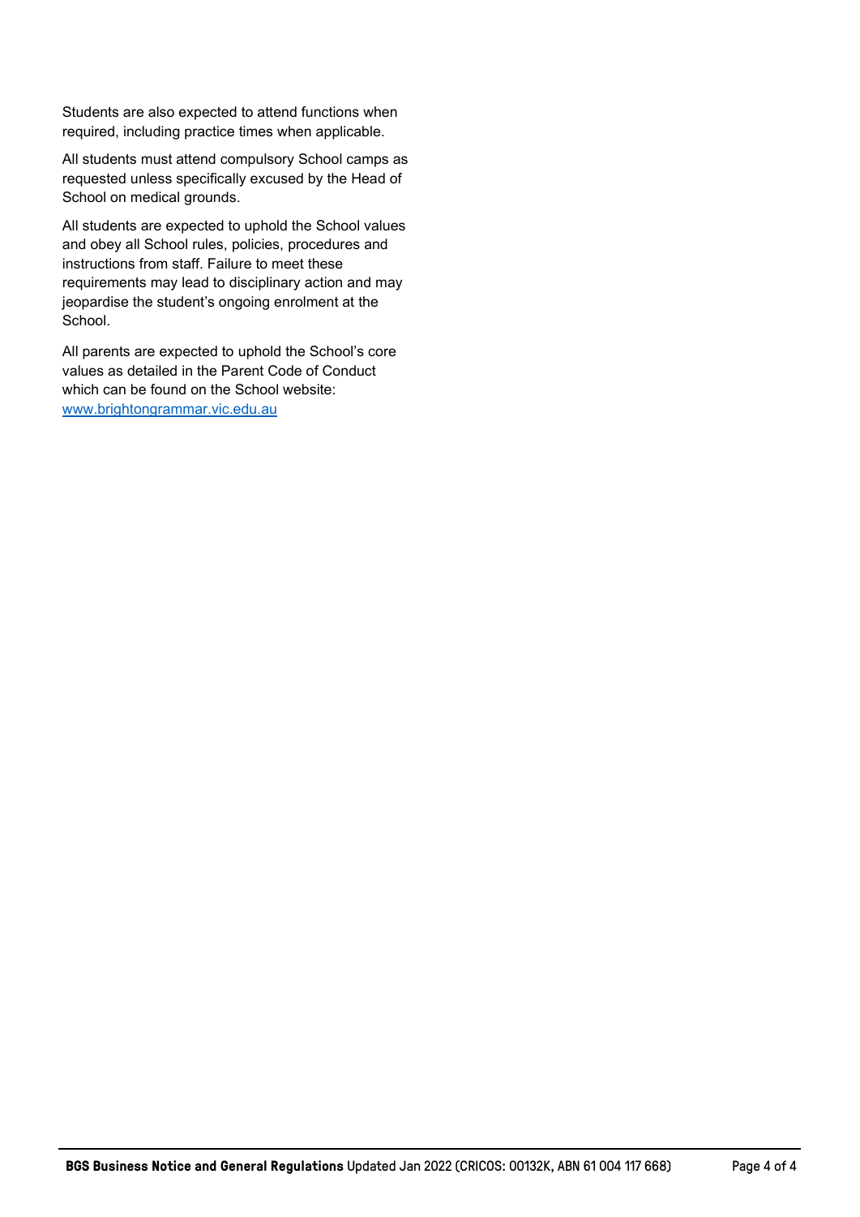Students are also expected to attend functions when required, including practice times when applicable.

All students must attend compulsory School camps as requested unless specifically excused by the Head of School on medical grounds.

All students are expected to uphold the School values and obey all School rules, policies, procedures and instructions from staff. Failure to meet these requirements may lead to disciplinary action and may jeopardise the student's ongoing enrolment at the School.

All parents are expected to uphold the School's core values as detailed in the Parent Code of Conduct which can be found on the School website: [www.brightongrammar.vic.edu.au](http://www.brightongrammar.vic.edu.au)